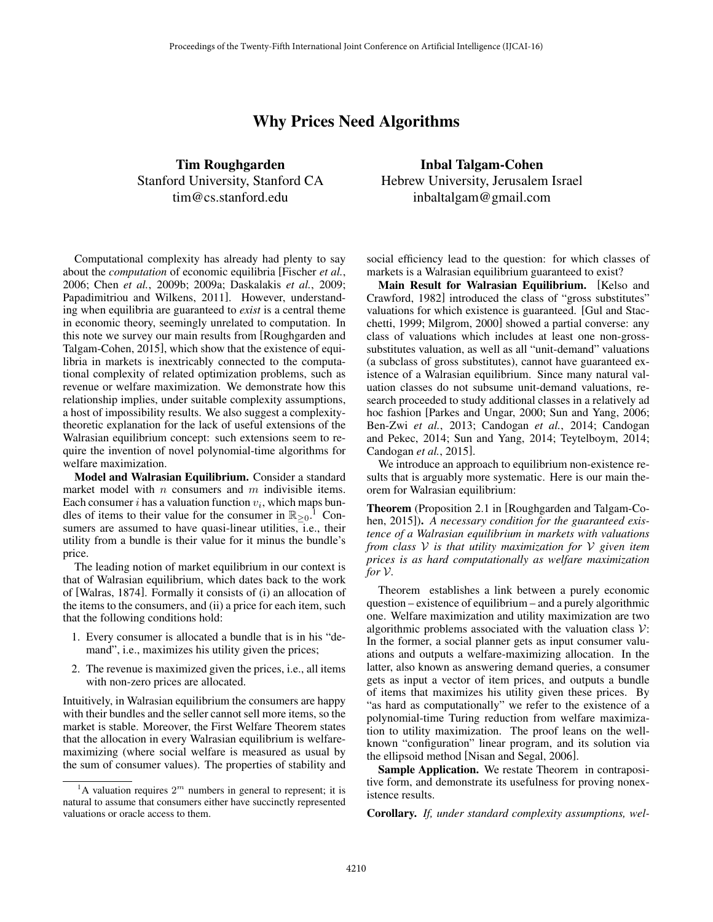# Why Prices Need Algorithms

**Tim Roughgarden**
Stanford University, Stanford CA
tim@cs.stanford.edu

**Inbal Talgam-Cohen**
Hebrew University, Jerusalem Israel
inbaltalgam@gmail.com

Computational complexity has already had plenty to say about the *computation* of economic equilibria [Fischer *et al.*, 2006; Chen *et al.*, 2009b; 2009a; Daskalakis *et al.*, 2009; Papadimitriou and Wilkens, 2011]. However, understanding when equilibria are guaranteed to *exist* is a central theme in economic theory, seemingly unrelated to computation. In this note we survey our main results from [Roughgarden and Talgam-Cohen, 2015], which show that the existence of equilibria in markets is inextricably connected to the computational complexity of related optimization problems, such as revenue or welfare maximization. We demonstrate how this relationship implies, under suitable complexity assumptions, a host of impossibility results. We also suggest a complexity-theoretic explanation for the lack of useful extensions of the Walrasian equilibrium concept: such extensions seem to require the invention of novel polynomial-time algorithms for welfare maximization.

**Model and Walrasian Equilibrium.** Consider a standard market model with $n$ consumers and $m$ indivisible items. Each consumer $i$ has a valuation function $v_i$, which maps bundles of items to their value for the consumer in $\mathbb{R}_{\geq 0}$.[1] Consumers are assumed to have quasi-linear utilities, i.e., their utility from a bundle is their value for it minus the bundle's price.

The leading notion of market equilibrium in our context is that of Walrasian equilibrium, which dates back to the work of [Walras, 1874]. Formally it consists of (i) an allocation of the items to the consumers, and (ii) a price for each item, such that the following conditions hold:

1. Every consumer is allocated a bundle that is in his "demand", i.e., maximizes his utility given the prices;
2. The revenue is maximized given the prices, i.e., all items with non-zero prices are allocated.

Intuitively, in Walrasian equilibrium the consumers are happy with their bundles and the seller cannot sell more items, so the market is stable. Moreover, the First Welfare Theorem states that the allocation in every Walrasian equilibrium is welfare-maximizing (where social welfare is measured as usual by the sum of consumer values). The properties of stability and social efficiency lead to the question: for which classes of markets is a Walrasian equilibrium guaranteed to exist?

**Main Result for Walrasian Equilibrium.** [Kelso and Crawford, 1982] introduced the class of "gross substitutes" valuations for which existence is guaranteed. [Gul and Stacchetti, 1999; Milgrom, 2000] showed a partial converse: any class of valuations which includes at least one non-gross-substitutes valuation, as well as all "unit-demand" valuations (a subclass of gross substitutes), cannot have guaranteed existence of a Walrasian equilibrium. Since many natural valuation classes do not subsume unit-demand valuations, research proceeded to study additional classes in a relatively ad hoc fashion [Parkes and Ungar, 2000; Sun and Yang, 2006; Ben-Zwi *et al.*, 2013; Candogan *et al.*, 2014; Candogan and Pekec, 2014; Sun and Yang, 2014; Teytelboym, 2014; Candogan *et al.*, 2015].

We introduce an approach to equilibrium non-existence results that is arguably more systematic. Here is our main theorem for Walrasian equilibrium:

**Theorem** (Proposition 2.1 in [Roughgarden and Talgam-Cohen, 2015])**.** *A necessary condition for the guaranteed existence of a Walrasian equilibrium in markets with valuations from class $\mathcal{V}$ is that utility maximization for $\mathcal{V}$ given item prices is as hard computationally as welfare maximization for $\mathcal{V}$.*

Theorem establishes a link between a purely economic question – existence of equilibrium – and a purely algorithmic one. Welfare maximization and utility maximization are two algorithmic problems associated with the valuation class $\mathcal{V}$: In the former, a social planner gets as input consumer valuations and outputs a welfare-maximizing allocation. In the latter, also known as answering demand queries, a consumer gets as input a vector of item prices, and outputs a bundle of items that maximizes his utility given these prices. By "as hard as computationally" we refer to the existence of a polynomial-time Turing reduction from welfare maximization to utility maximization. The proof leans on the well-known "configuration" linear program, and its solution via the ellipsoid method [Nisan and Segal, 2006].

**Sample Application.** We restate Theorem in contrapositive form, and demonstrate its usefulness for proving nonexistence results.

**Corollary.** *If, under standard complexity assumptions, wel-*

[1] A valuation requires $2^m$ numbers in general to represent; it is natural to assume that consumers either have succinctly represented valuations or oracle access to them.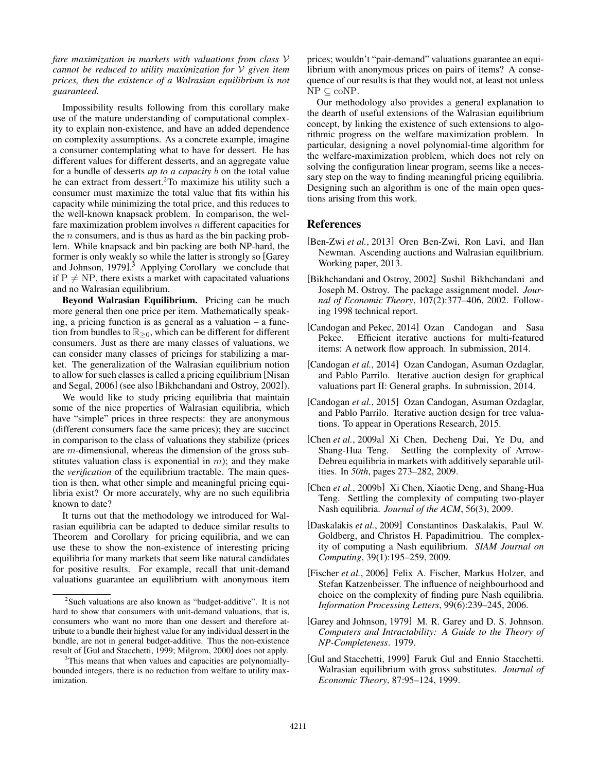*fare maximization in markets with valuations from class $\mathcal{V}$ cannot be reduced to utility maximization for $\mathcal{V}$ given item prices, then the existence of a Walrasian equilibrium is not guaranteed.*

Impossibility results following from this corollary make use of the mature understanding of computational complexity to explain non-existence, and have an added dependence on complexity assumptions. As a concrete example, imagine a consumer contemplating what to have for dessert. He has different values for different desserts, and an aggregate value for a bundle of desserts *up to a capacity* $b$ on the total value he can extract from dessert.[2] To maximize his utility such a consumer must maximize the total value that fits within his capacity while minimizing the total price, and this reduces to the well-known knapsack problem. In comparison, the welfare maximization problem involves $n$ different capacities for the $n$ consumers, and is thus as hard as the bin packing problem. While knapsack and bin packing are both NP-hard, the former is only weakly so while the latter is strongly so [Garey and Johnson, 1979].[3] Applying Corollary we conclude that if $\mathrm{P} \neq \mathrm{NP}$, there exists a market with capacitated valuations and no Walrasian equilibrium.

**Beyond Walrasian Equilibrium.** Pricing can be much more general then one price per item. Mathematically speaking, a pricing function is as general as a valuation – a function from bundles to $\mathbb{R}_{\geq 0}$, which can be different for different consumers. Just as there are many classes of valuations, we can consider many classes of pricings for stabilizing a market. The generalization of the Walrasian equilibrium notion to allow for such classes is called a pricing equilibrium [Nisan and Segal, 2006] (see also [Bikhchandani and Ostroy, 2002]).

We would like to study pricing equilibria that maintain some of the nice properties of Walrasian equilibria, which have "simple" prices in three respects: they are anonymous (different consumers face the same prices); they are succinct in comparison to the class of valuations they stabilize (prices are $m$-dimensional, whereas the dimension of the gross substitutes valuation class is exponential in $m$); and they make the *verification* of the equilibrium tractable. The main question is then, what other simple and meaningful pricing equilibria exist? Or more accurately, why are no such equilibria known to date?

It turns out that the methodology we introduced for Walrasian equilibria can be adapted to deduce similar results to Theorem and Corollary for pricing equilibria, and we can use these to show the non-existence of interesting pricing equilibria for many markets that seem like natural candidates for positive results. For example, recall that unit-demand valuations guarantee an equilibrium with anonymous item prices; wouldn't "pair-demand" valuations guarantee an equilibrium with anonymous prices on pairs of items? A consequence of our results is that they would not, at least not unless $\mathrm{NP} \subseteq \mathrm{coNP}$.

Our methodology also provides a general explanation to the dearth of useful extensions of the Walrasian equilibrium concept, by linking the existence of such extensions to algorithmic progress on the welfare maximization problem. In particular, designing a novel polynomial-time algorithm for the welfare-maximization problem, which does not rely on solving the configuration linear program, seems like a necessary step on the way to finding meaningful pricing equilibria. Designing such an algorithm is one of the main open questions arising from this work.

[2] Such valuations are also known as "budget-additive". It is not hard to show that consumers with unit-demand valuations, that is, consumers who want no more than one dessert and therefore attribute to a bundle their highest value for any individual dessert in the bundle, are not in general budget-additive. Thus the non-existence result of [Gul and Stacchetti, 1999; Milgrom, 2000] does not apply.

[3] This means that when values and capacities are polynomially-bounded integers, there is no reduction from welfare to utility maximization.

## References

[Ben-Zwi *et al.*, 2013] Oren Ben-Zwi, Ron Lavi, and Ilan Newman. Ascending auctions and Walrasian equilibrium. Working paper, 2013.

[Bikhchandani and Ostroy, 2002] Sushil Bikhchandani and Joseph M. Ostroy. The package assignment model. *Journal of Economic Theory*, 107(2):377–406, 2002. Following 1998 technical report.

[Candogan and Pekec, 2014] Ozan Candogan and Sasa Pekec. Efficient iterative auctions for multi-featured items: A network flow approach. In submission, 2014.

[Candogan *et al.*, 2014] Ozan Candogan, Asuman Ozdaglar, and Pablo Parrilo. Iterative auction design for graphical valuations part II: General graphs. In submission, 2014.

[Candogan *et al.*, 2015] Ozan Candogan, Asuman Ozdaglar, and Pablo Parrilo. Iterative auction design for tree valuations. To appear in Operations Research, 2015.

[Chen *et al.*, 2009a] Xi Chen, Decheng Dai, Ye Du, and Shang-Hua Teng. Settling the complexity of Arrow-Debreu equilibria in markets with additively separable utilities. In *50th*, pages 273–282, 2009.

[Chen *et al.*, 2009b] Xi Chen, Xiaotie Deng, and Shang-Hua Teng. Settling the complexity of computing two-player Nash equilibria. *Journal of the ACM*, 56(3), 2009.

[Daskalakis *et al.*, 2009] Constantinos Daskalakis, Paul W. Goldberg, and Christos H. Papadimitriou. The complexity of computing a Nash equilibrium. *SIAM Journal on Computing*, 39(1):195–259, 2009.

[Fischer *et al.*, 2006] Felix A. Fischer, Markus Holzer, and Stefan Katzenbeisser. The influence of neighbourhood and choice on the complexity of finding pure Nash equilibria. *Information Processing Letters*, 99(6):239–245, 2006.

[Garey and Johnson, 1979] M. R. Garey and D. S. Johnson. *Computers and Intractability: A Guide to the Theory of NP-Completeness*. 1979.

[Gul and Stacchetti, 1999] Faruk Gul and Ennio Stacchetti. Walrasian equilibrium with gross substitutes. *Journal of Economic Theory*, 87:95–124, 1999.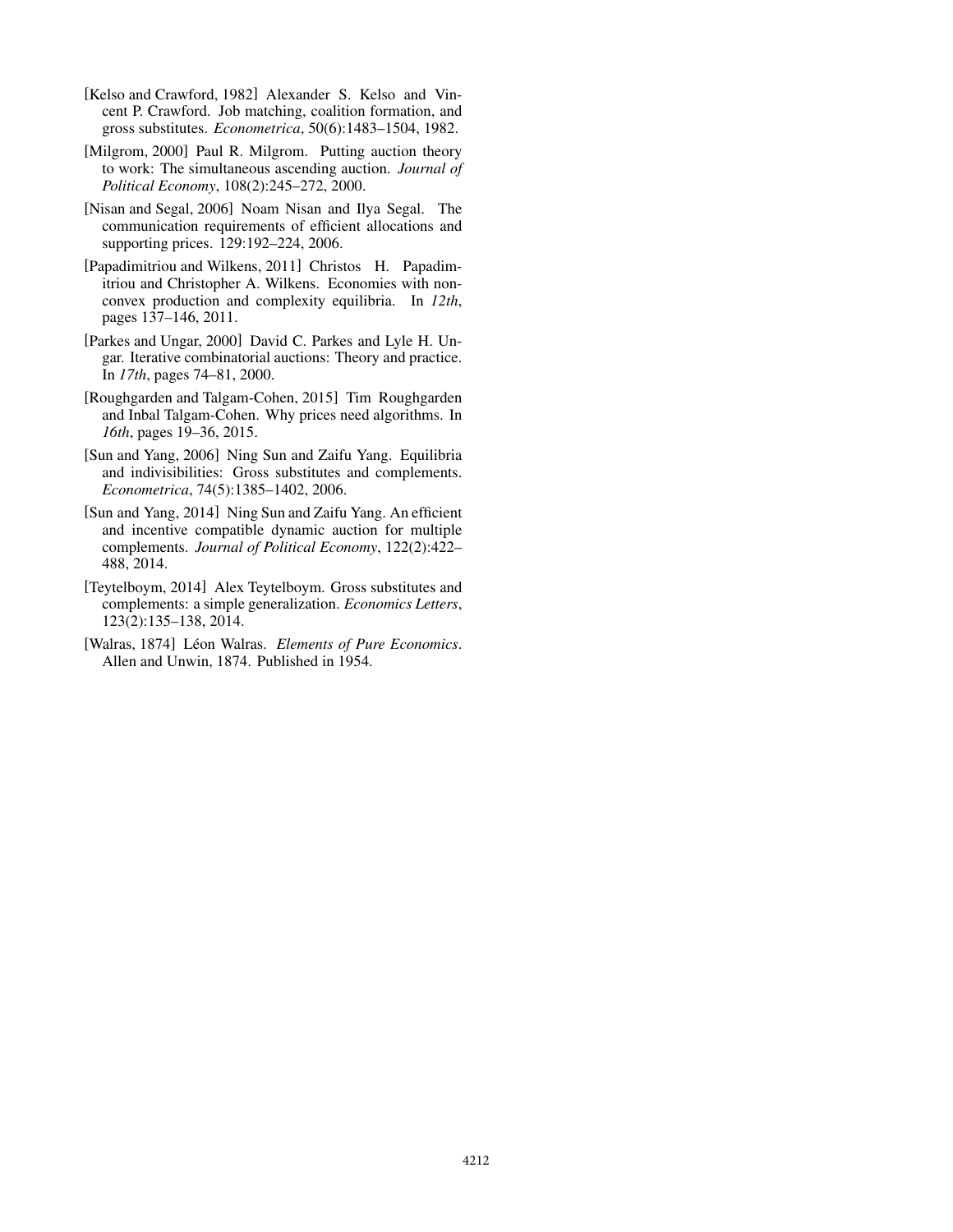[Kelso and Crawford, 1982] Alexander S. Kelso and Vincent P. Crawford. Job matching, coalition formation, and gross substitutes. *Econometrica*, 50(6):1483–1504, 1982.

[Milgrom, 2000] Paul R. Milgrom. Putting auction theory to work: The simultaneous ascending auction. *Journal of Political Economy*, 108(2):245–272, 2000.

[Nisan and Segal, 2006] Noam Nisan and Ilya Segal. The communication requirements of efficient allocations and supporting prices. 129:192–224, 2006.

[Papadimitriou and Wilkens, 2011] Christos H. Papadimitriou and Christopher A. Wilkens. Economies with non-convex production and complexity equilibria. In *12th*, pages 137–146, 2011.

[Parkes and Ungar, 2000] David C. Parkes and Lyle H. Ungar. Iterative combinatorial auctions: Theory and practice. In *17th*, pages 74–81, 2000.

[Roughgarden and Talgam-Cohen, 2015] Tim Roughgarden and Inbal Talgam-Cohen. Why prices need algorithms. In *16th*, pages 19–36, 2015.

[Sun and Yang, 2006] Ning Sun and Zaifu Yang. Equilibria and indivisibilities: Gross substitutes and complements. *Econometrica*, 74(5):1385–1402, 2006.

[Sun and Yang, 2014] Ning Sun and Zaifu Yang. An efficient and incentive compatible dynamic auction for multiple complements. *Journal of Political Economy*, 122(2):422–488, 2014.

[Teytelboym, 2014] Alex Teytelboym. Gross substitutes and complements: a simple generalization. *Economics Letters*, 123(2):135–138, 2014.

[Walras, 1874] Léon Walras. *Elements of Pure Economics*. Allen and Unwin, 1874. Published in 1954.